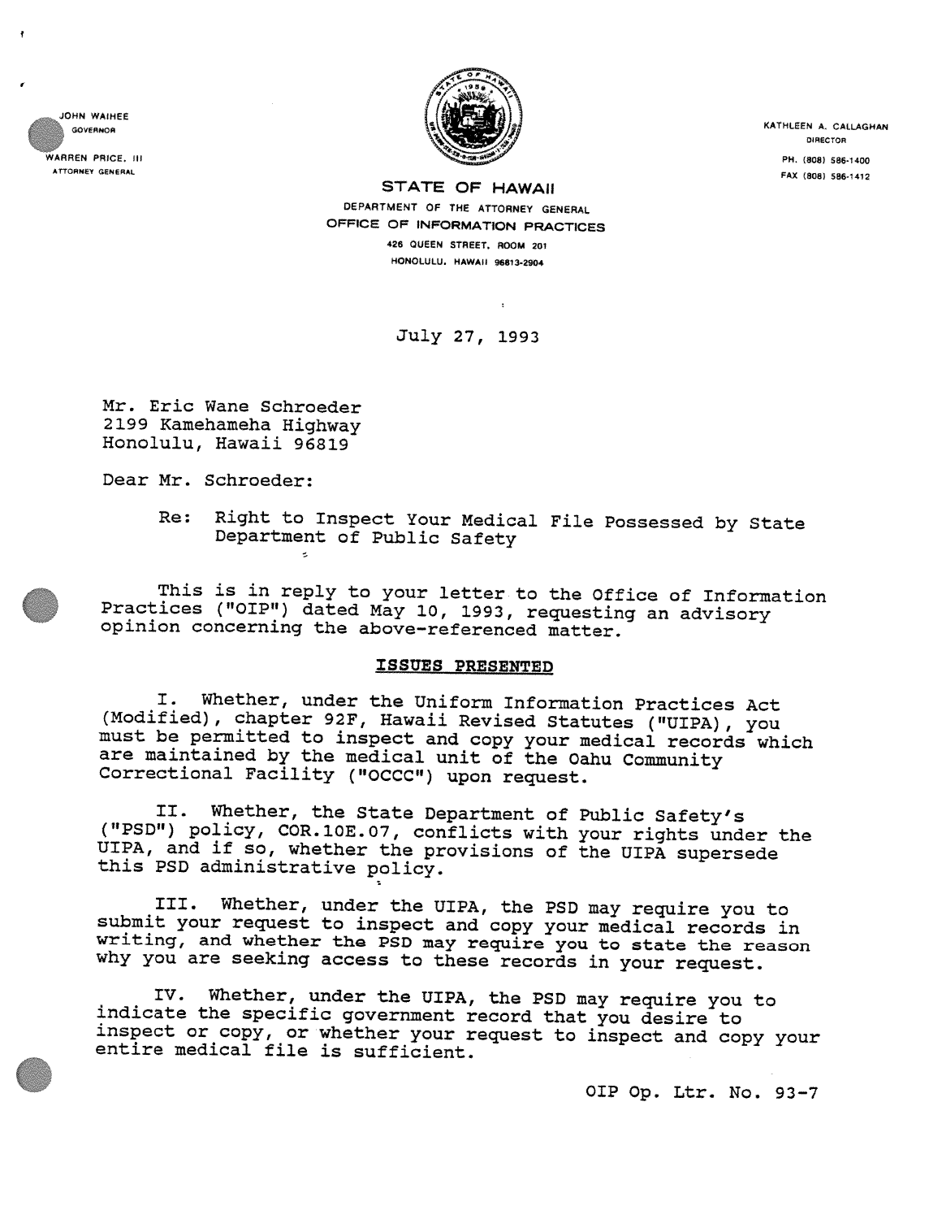JOHN WAIHEE
GOVERNOR

WARREN PRICE, III
ATTORNEY GENERAL

KATHLEEN A. CALLAGHAN
DIRECTOR

PH. (808) 586-1400
FAX (808) 586-1412

**STATE OF HAWAII**
DEPARTMENT OF THE ATTORNEY GENERAL
OFFICE OF INFORMATION PRACTICES
426 QUEEN STREET, ROOM 201
HONOLULU, HAWAII 96813-2904

July 27, 1993

Mr. Eric Wane Schroeder
2199 Kamehameha Highway
Honolulu, Hawaii 96819

Dear Mr. Schroeder:

Re: Right to Inspect Your Medical File Possessed by State Department of Public Safety

This is in reply to your letter to the Office of Information Practices ("OIP") dated May 10, 1993, requesting an advisory opinion concerning the above-referenced matter.

## ISSUES PRESENTED

I. Whether, under the Uniform Information Practices Act (Modified), chapter 92F, Hawaii Revised Statutes ("UIPA"), you must be permitted to inspect and copy your medical records which are maintained by the medical unit of the Oahu Community Correctional Facility ("OCCC") upon request.

II. Whether, the State Department of Public Safety's ("PSD") policy, COR.10E.07, conflicts with your rights under the UIPA, and if so, whether the provisions of the UIPA supersede this PSD administrative policy.

III. Whether, under the UIPA, the PSD may require you to submit your request to inspect and copy your medical records in writing, and whether the PSD may require you to state the reason why you are seeking access to these records in your request.

IV. Whether, under the UIPA, the PSD may require you to indicate the specific government record that you desire to inspect or copy, or whether your request to inspect and copy your entire medical file is sufficient.

OIP Op. Ltr. No. 93-7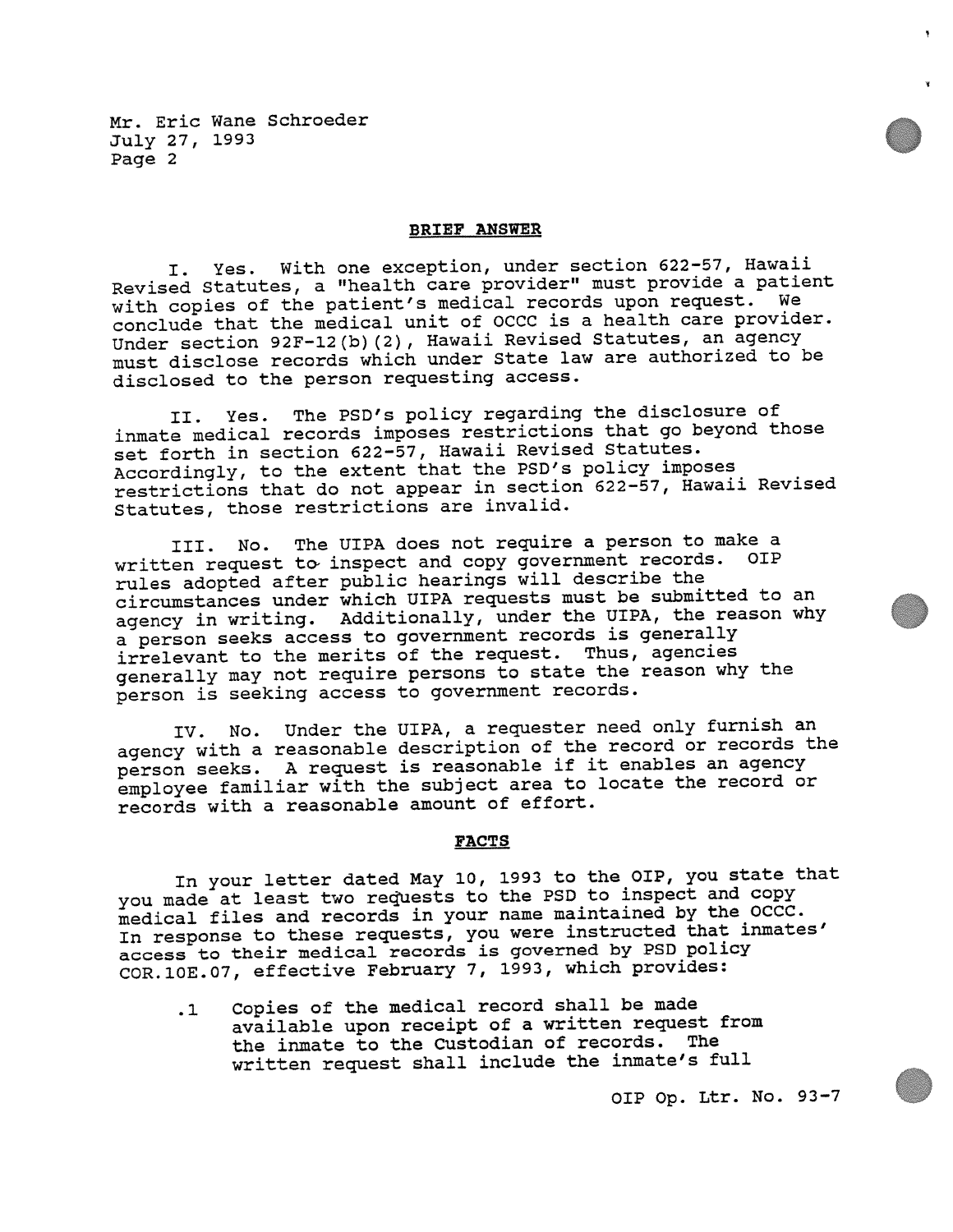Mr. Eric Wane Schroeder
July 27, 1993
Page 2

## BRIEF ANSWER

I. Yes. With one exception, under section 622-57, Hawaii Revised Statutes, a "health care provider" must provide a patient with copies of the patient's medical records upon request. We conclude that the medical unit of OCCC is a health care provider. Under section 92F-12(b)(2), Hawaii Revised Statutes, an agency must disclose records which under State law are authorized to be disclosed to the person requesting access.

II. Yes. The PSD's policy regarding the disclosure of inmate medical records imposes restrictions that go beyond those set forth in section 622-57, Hawaii Revised Statutes. Accordingly, to the extent that the PSD's policy imposes restrictions that do not appear in section 622-57, Hawaii Revised Statutes, those restrictions are invalid.

III. No. The UIPA does not require a person to make a written request to inspect and copy government records. OIP rules adopted after public hearings will describe the circumstances under which UIPA requests must be submitted to an agency in writing. Additionally, under the UIPA, the reason why a person seeks access to government records is generally irrelevant to the merits of the request. Thus, agencies generally may not require persons to state the reason why the person is seeking access to government records.

IV. No. Under the UIPA, a requester need only furnish an agency with a reasonable description of the record or records the person seeks. A request is reasonable if it enables an agency employee familiar with the subject area to locate the record or records with a reasonable amount of effort.

## FACTS

In your letter dated May 10, 1993 to the OIP, you state that you made at least two requests to the PSD to inspect and copy medical files and records in your name maintained by the OCCC. In response to these requests, you were instructed that inmates' access to their medical records is governed by PSD policy COR.10E.07, effective February 7, 1993, which provides:

> .1 Copies of the medical record shall be made available upon receipt of a written request from the inmate to the Custodian of records. The written request shall include the inmate's full

OIP Op. Ltr. No. 93-7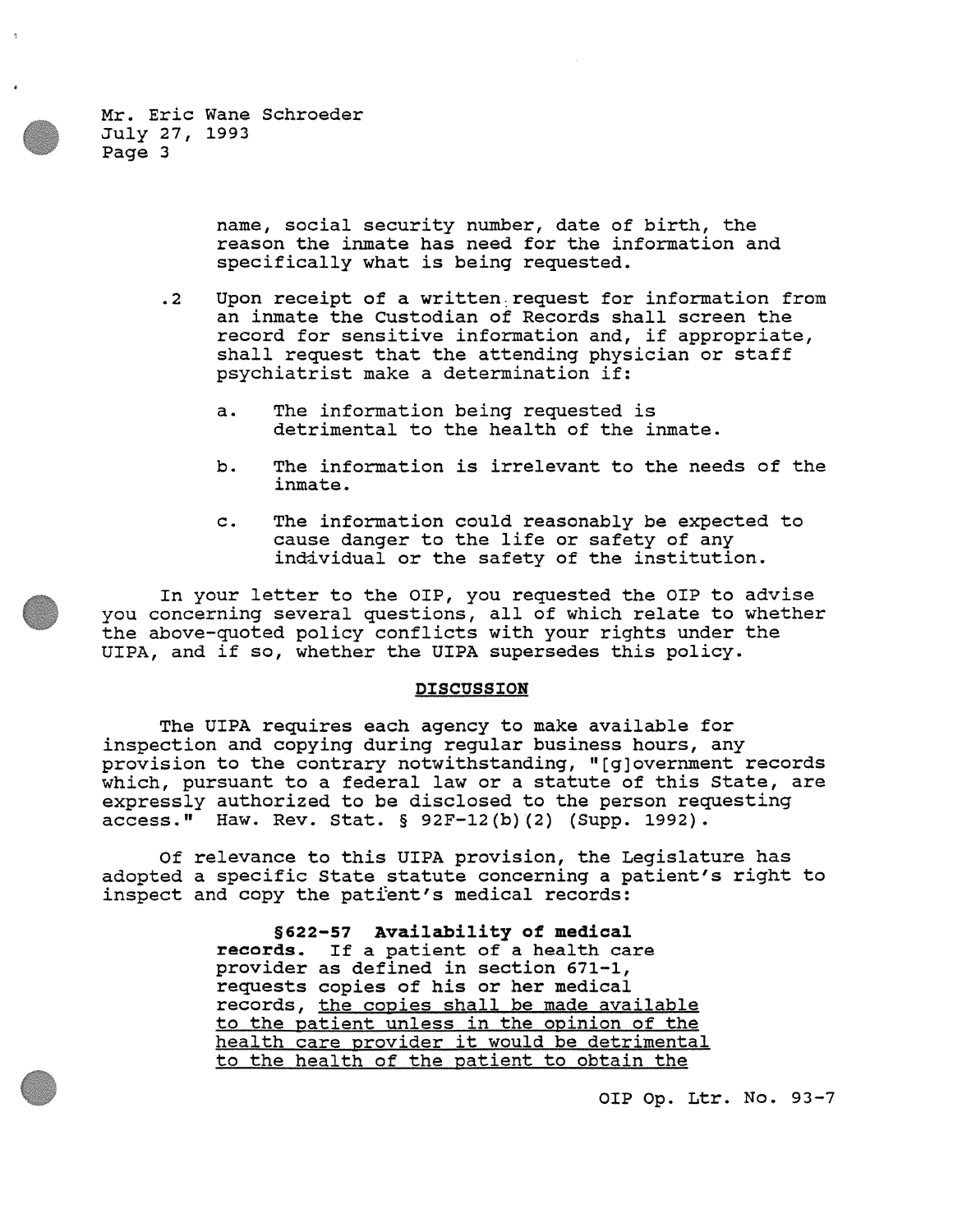name, social security number, date of birth, the reason the inmate has need for the information and specifically what is being requested.

.2 Upon receipt of a written request for information from an inmate the Custodian of Records shall screen the record for sensitive information and, if appropriate, shall request that the attending physician or staff psychiatrist make a determination if:

a. The information being requested is detrimental to the health of the inmate.

b. The information is irrelevant to the needs of the inmate.

c. The information could reasonably be expected to cause danger to the life or safety of any individual or the safety of the institution.

In your letter to the OIP, you requested the OIP to advise you concerning several questions, all of which relate to whether the above-quoted policy conflicts with your rights under the UIPA, and if so, whether the UIPA supersedes this policy.

## DISCUSSION

The UIPA requires each agency to make available for inspection and copying during regular business hours, any provision to the contrary notwithstanding, "[g]overnment records which, pursuant to a federal law or a statute of this State, are expressly authorized to be disclosed to the person requesting access." Haw. Rev. Stat. § 92F-12(b)(2) (Supp. 1992).

Of relevance to this UIPA provision, the Legislature has adopted a specific State statute concerning a patient's right to inspect and copy the patient's medical records:

> **§622-57 Availability of medical records.** If a patient of a health care provider as defined in section 671-1, requests copies of his or her medical records, <u>the copies shall be made available to the patient unless in the opinion of the health care provider it would be detrimental to the health of the patient to obtain the</u>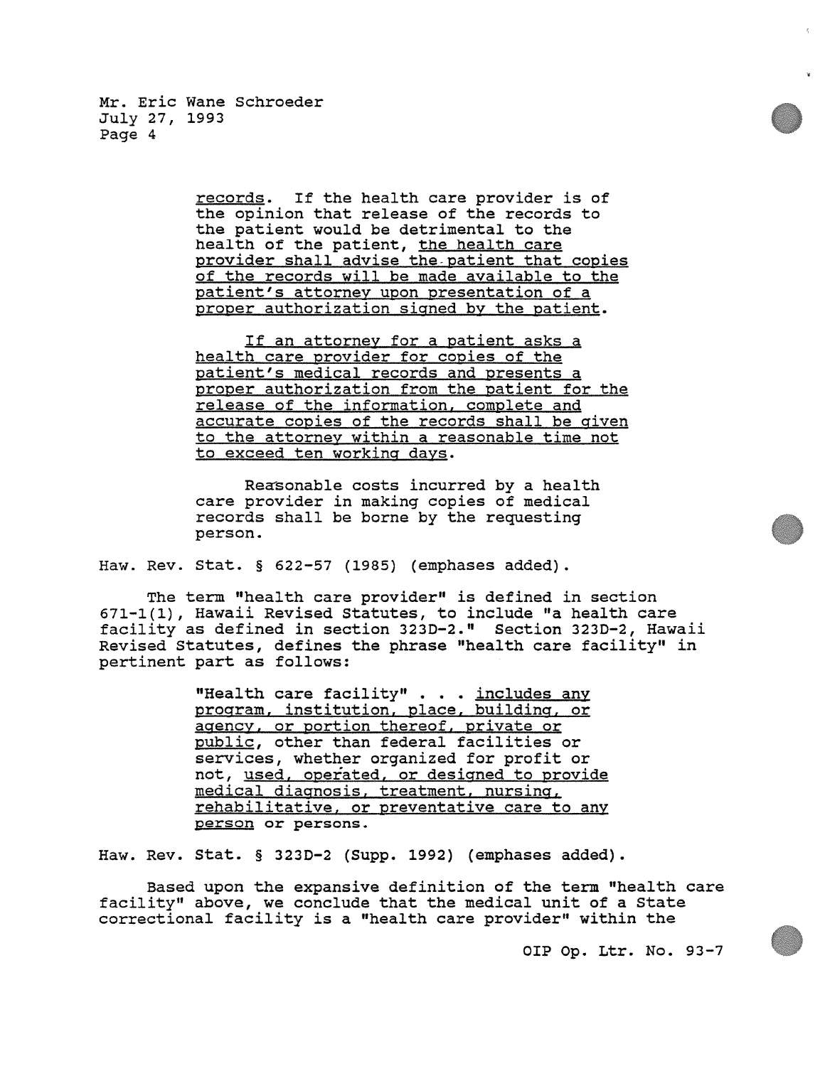records. If the health care provider is of the opinion that release of the records to the patient would be detrimental to the health of the patient, <u>the health care provider shall advise the patient that copies of the records will be made available to the patient's attorney upon presentation of a proper authorization signed by the patient</u>.

> <u>If an attorney for a patient asks a health care provider for copies of the patient's medical records and presents a proper authorization from the patient for the release of the information, complete and accurate copies of the records shall be given to the attorney within a reasonable time not to exceed ten working days</u>.
>
> Reasonable costs incurred by a health care provider in making copies of medical records shall be borne by the requesting person.

Haw. Rev. Stat. § 622-57 (1985) (emphases added).

The term "health care provider" is defined in section 671-1(1), Hawaii Revised Statutes, to include "a health care facility as defined in section 323D-2." Section 323D-2, Hawaii Revised Statutes, defines the phrase "health care facility" in pertinent part as follows:

> "Health care facility" . . . <u>includes any program, institution, place, building, or agency, or portion thereof, private or public</u>, other than federal facilities or services, whether organized for profit or not, <u>used, operated, or designed to provide medical diagnosis, treatment, nursing, rehabilitative, or preventative care to any person</u> or persons.

Haw. Rev. Stat. § 323D-2 (Supp. 1992) (emphases added).

Based upon the expansive definition of the term "health care facility" above, we conclude that the medical unit of a State correctional facility is a "health care provider" within the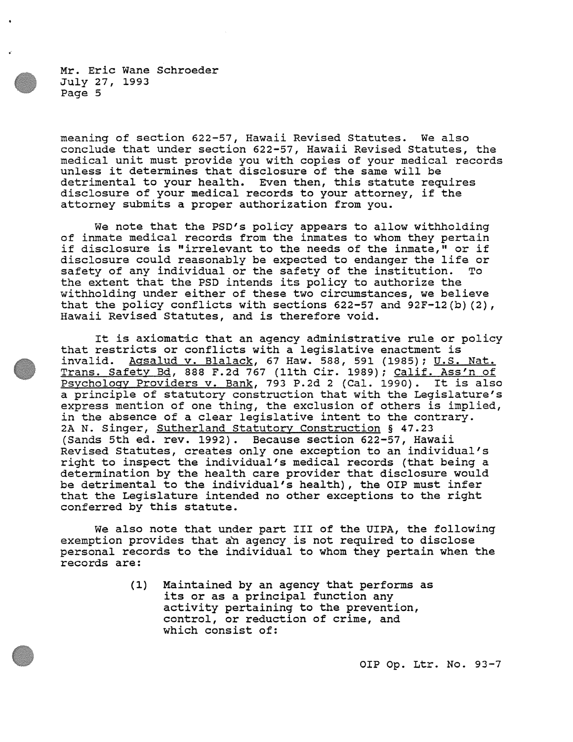meaning of section 622-57, Hawaii Revised Statutes. We also conclude that under section 622-57, Hawaii Revised Statutes, the medical unit must provide you with copies of your medical records unless it determines that disclosure of the same will be detrimental to your health. Even then, this statute requires disclosure of your medical records to your attorney, if the attorney submits a proper authorization from you.

We note that the PSD's policy appears to allow withholding of inmate medical records from the inmates to whom they pertain if disclosure is "irrelevant to the needs of the inmate," or if disclosure could reasonably be expected to endanger the life or safety of any individual or the safety of the institution. To the extent that the PSD intends its policy to authorize the withholding under either of these two circumstances, we believe that the policy conflicts with sections 622-57 and 92F-12(b)(2), Hawaii Revised Statutes, and is therefore void.

It is axiomatic that an agency administrative rule or policy that restricts or conflicts with a legislative enactment is invalid. Agsalud v. Blalack, 67 Haw. 588, 591 (1985); U.S. Nat. Trans. Safety Bd, 888 F.2d 767 (11th Cir. 1989); Calif. Ass'n of Psychology Providers v. Bank, 793 P.2d 2 (Cal. 1990). It is also a principle of statutory construction that with the Legislature's express mention of one thing, the exclusion of others is implied, in the absence of a clear legislative intent to the contrary. 2A N. Singer, Sutherland Statutory Construction § 47.23 (Sands 5th ed. rev. 1992). Because section 622-57, Hawaii Revised Statutes, creates only one exception to an individual's right to inspect the individual's medical records (that being a determination by the health care provider that disclosure would be detrimental to the individual's health), the OIP must infer that the Legislature intended no other exceptions to the right conferred by this statute.

We also note that under part III of the UIPA, the following exemption provides that an agency is not required to disclose personal records to the individual to whom they pertain when the records are:

> (1) Maintained by an agency that performs as its or as a principal function any activity pertaining to the prevention, control, or reduction of crime, and which consist of: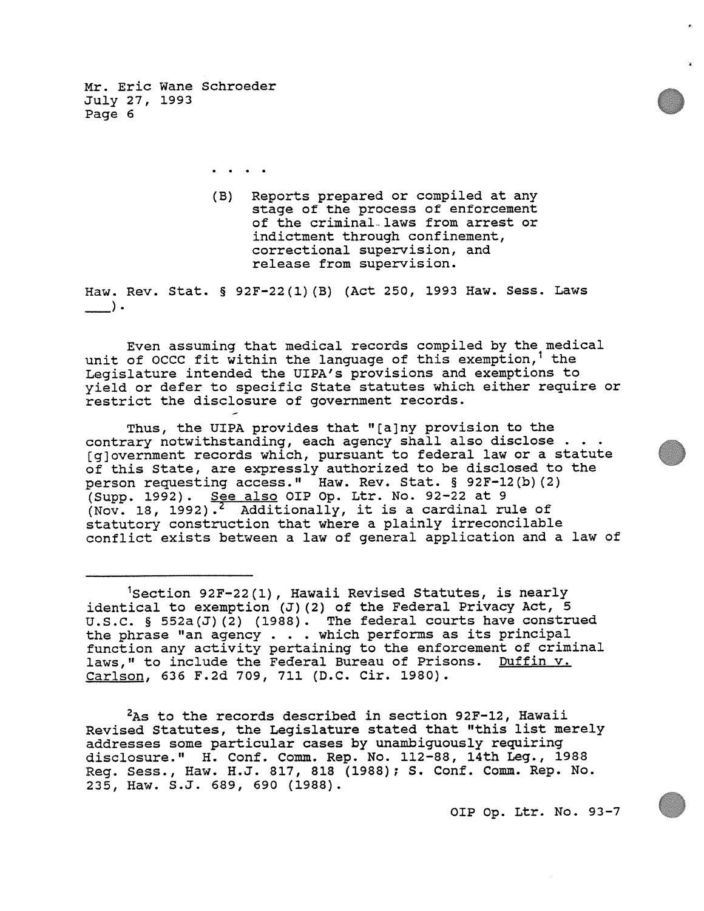. . . .

> (B) Reports prepared or compiled at any stage of the process of enforcement of the criminal laws from arrest or indictment through confinement, correctional supervision, and release from supervision.

Haw. Rev. Stat. § 92F-22(1)(B) (Act 250, 1993 Haw. Sess. Laws \_\_\_).

Even assuming that medical records compiled by the medical unit of OCCC fit within the language of this exemption,[1] the Legislature intended the UIPA's provisions and exemptions to yield or defer to specific State statutes which either require or restrict the disclosure of government records.

Thus, the UIPA provides that "[a]ny provision to the contrary notwithstanding, each agency shall also disclose . . . [g]overnment records which, pursuant to federal law or a statute of this State, are expressly authorized to be disclosed to the person requesting access." Haw. Rev. Stat. § 92F-12(b)(2) (Supp. 1992). <u>See also</u> OIP Op. Ltr. No. 92-22 at 9 (Nov. 18, 1992).[2] Additionally, it is a cardinal rule of statutory construction that where a plainly irreconcilable conflict exists between a law of general application and a law of

---

[1]Section 92F-22(1), Hawaii Revised Statutes, is nearly identical to exemption (J)(2) of the Federal Privacy Act, 5 U.S.C. § 552a(J)(2) (1988). The federal courts have construed the phrase "an agency . . . which performs as its principal function any activity pertaining to the enforcement of criminal laws," to include the Federal Bureau of Prisons. <u>Duffin v. Carlson</u>, 636 F.2d 709, 711 (D.C. Cir. 1980).

[2]As to the records described in section 92F-12, Hawaii Revised Statutes, the Legislature stated that "this list merely addresses some particular cases by unambiguously requiring disclosure." H. Conf. Comm. Rep. No. 112-88, 14th Leg., 1988 Reg. Sess., Haw. H.J. 817, 818 (1988); S. Conf. Comm. Rep. No. 235, Haw. S.J. 689, 690 (1988).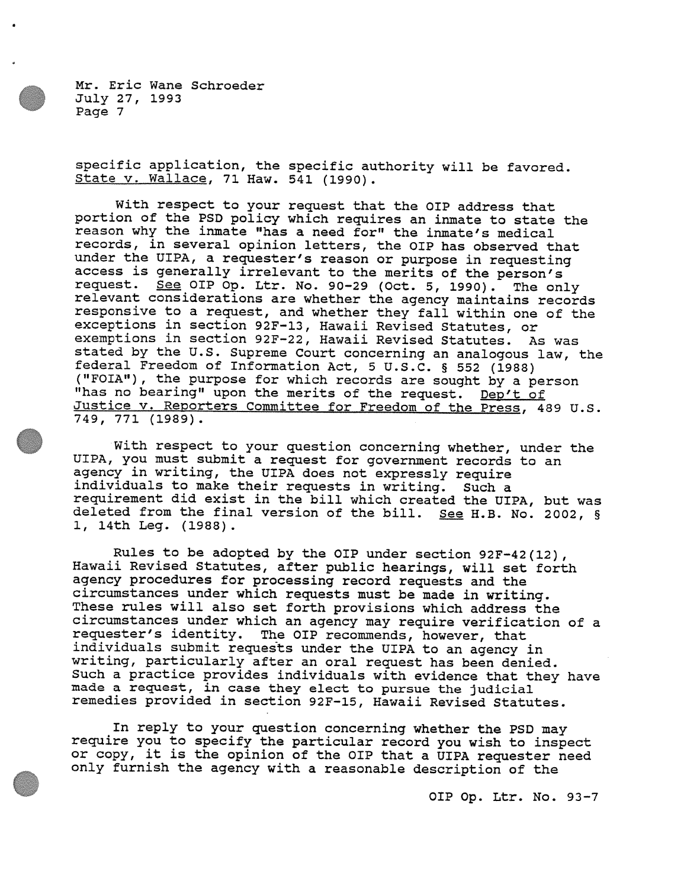specific application, the specific authority will be favored. State v. Wallace, 71 Haw. 541 (1990).

With respect to your request that the OIP address that portion of the PSD policy which requires an inmate to state the reason why the inmate "has a need for" the inmate's medical records, in several opinion letters, the OIP has observed that under the UIPA, a requester's reason or purpose in requesting access is generally irrelevant to the merits of the person's request. See OIP Op. Ltr. No. 90-29 (Oct. 5, 1990). The only relevant considerations are whether the agency maintains records responsive to a request, and whether they fall within one of the exceptions in section 92F-13, Hawaii Revised Statutes, or exemptions in section 92F-22, Hawaii Revised Statutes. As was stated by the U.S. Supreme Court concerning an analogous law, the federal Freedom of Information Act, 5 U.S.C. § 552 (1988) ("FOIA"), the purpose for which records are sought by a person "has no bearing" upon the merits of the request. Dep't of Justice v. Reporters Committee for Freedom of the Press, 489 U.S. 749, 771 (1989).

With respect to your question concerning whether, under the UIPA, you must submit a request for government records to an agency in writing, the UIPA does not expressly require individuals to make their requests in writing. Such a requirement did exist in the bill which created the UIPA, but was deleted from the final version of the bill. See H.B. No. 2002, § 1, 14th Leg. (1988).

Rules to be adopted by the OIP under section 92F-42(12), Hawaii Revised Statutes, after public hearings, will set forth agency procedures for processing record requests and the circumstances under which requests must be made in writing. These rules will also set forth provisions which address the circumstances under which an agency may require verification of a requester's identity. The OIP recommends, however, that individuals submit requests under the UIPA to an agency in writing, particularly after an oral request has been denied. Such a practice provides individuals with evidence that they have made a request, in case they elect to pursue the judicial remedies provided in section 92F-15, Hawaii Revised Statutes.

In reply to your question concerning whether the PSD may require you to specify the particular record you wish to inspect or copy, it is the opinion of the OIP that a UIPA requester need only furnish the agency with a reasonable description of the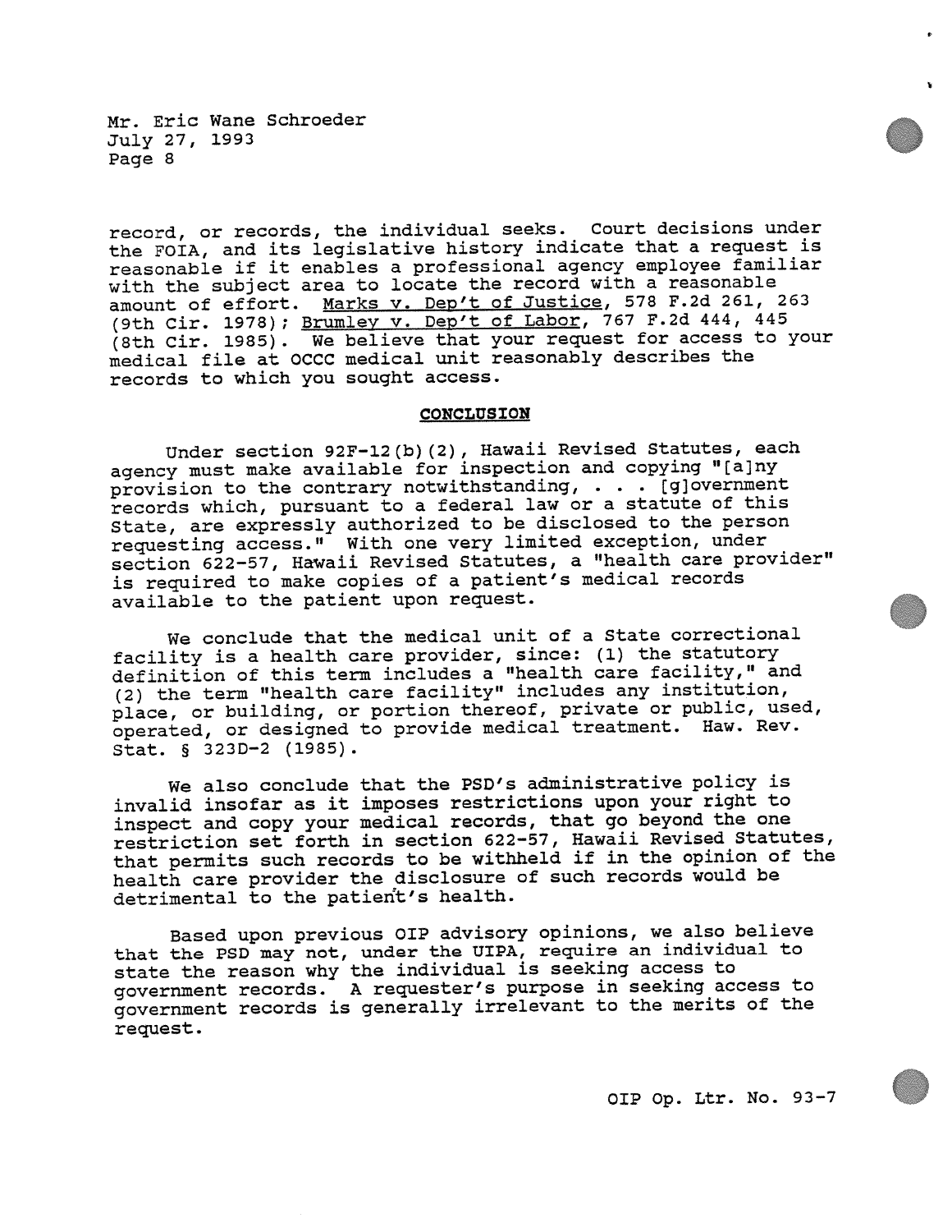record, or records, the individual seeks. Court decisions under the FOIA, and its legislative history indicate that a request is reasonable if it enables a professional agency employee familiar with the subject area to locate the record with a reasonable amount of effort. Marks v. Dep't of Justice, 578 F.2d 261, 263 (9th Cir. 1978); Brumley v. Dep't of Labor, 767 F.2d 444, 445 (8th Cir. 1985). We believe that your request for access to your medical file at OCCC medical unit reasonably describes the records to which you sought access.

## CONCLUSION

Under section 92F-12(b)(2), Hawaii Revised Statutes, each agency must make available for inspection and copying "[a]ny provision to the contrary notwithstanding, . . . [g]overnment records which, pursuant to a federal law or a statute of this State, are expressly authorized to be disclosed to the person requesting access." With one very limited exception, under section 622-57, Hawaii Revised Statutes, a "health care provider" is required to make copies of a patient's medical records available to the patient upon request.

We conclude that the medical unit of a State correctional facility is a health care provider, since: (1) the statutory definition of this term includes a "health care facility," and (2) the term "health care facility" includes any institution, place, or building, or portion thereof, private or public, used, operated, or designed to provide medical treatment. Haw. Rev. Stat. § 323D-2 (1985).

We also conclude that the PSD's administrative policy is invalid insofar as it imposes restrictions upon your right to inspect and copy your medical records, that go beyond the one restriction set forth in section 622-57, Hawaii Revised Statutes, that permits such records to be withheld if in the opinion of the health care provider the disclosure of such records would be detrimental to the patient's health.

Based upon previous OIP advisory opinions, we also believe that the PSD may not, under the UIPA, require an individual to state the reason why the individual is seeking access to government records. A requester's purpose in seeking access to government records is generally irrelevant to the merits of the request.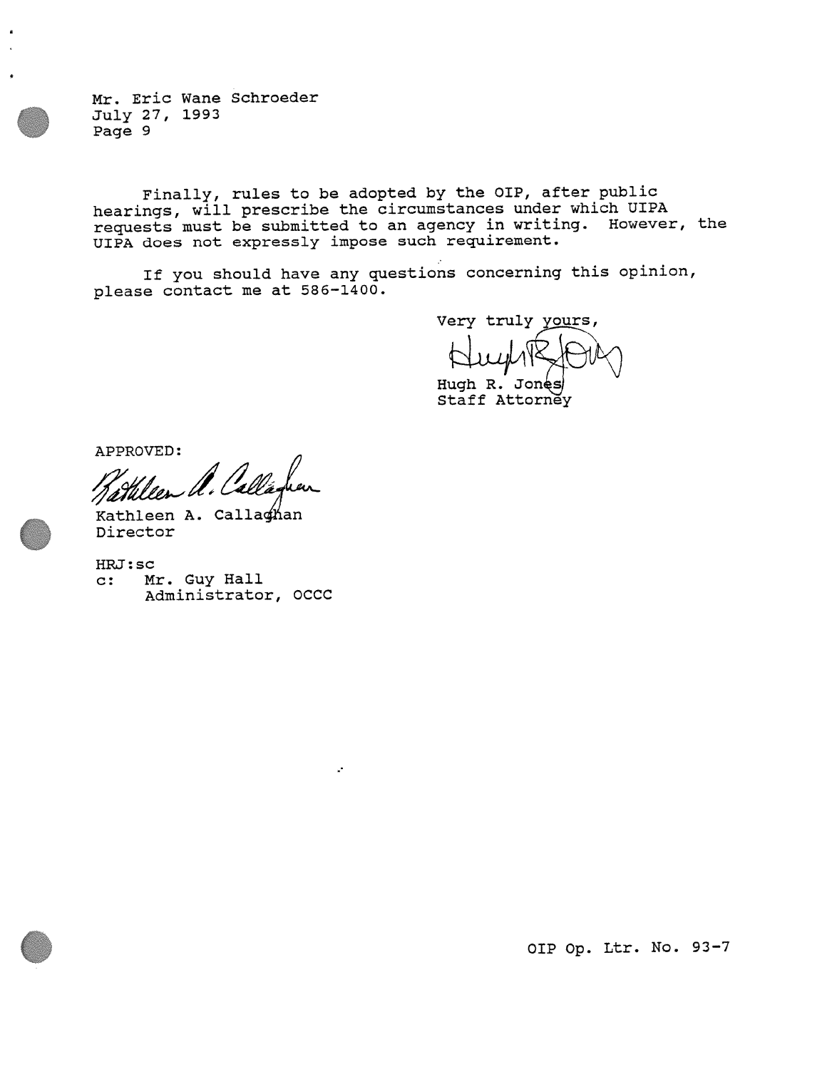Mr. Eric Wane Schroeder
July 27, 1993
Page 9

Finally, rules to be adopted by the OIP, after public hearings, will prescribe the circumstances under which UIPA requests must be submitted to an agency in writing. However, the UIPA does not expressly impose such requirement.

If you should have any questions concerning this opinion, please contact me at 586-1400.

Very truly yours,

Hugh R. Jones
Staff Attorney

APPROVED:

Kathleen A. Callaghan
Director

HRJ:sc
c: Mr. Guy Hall
Administrator, OCCC

OIP Op. Ltr. No. 93-7